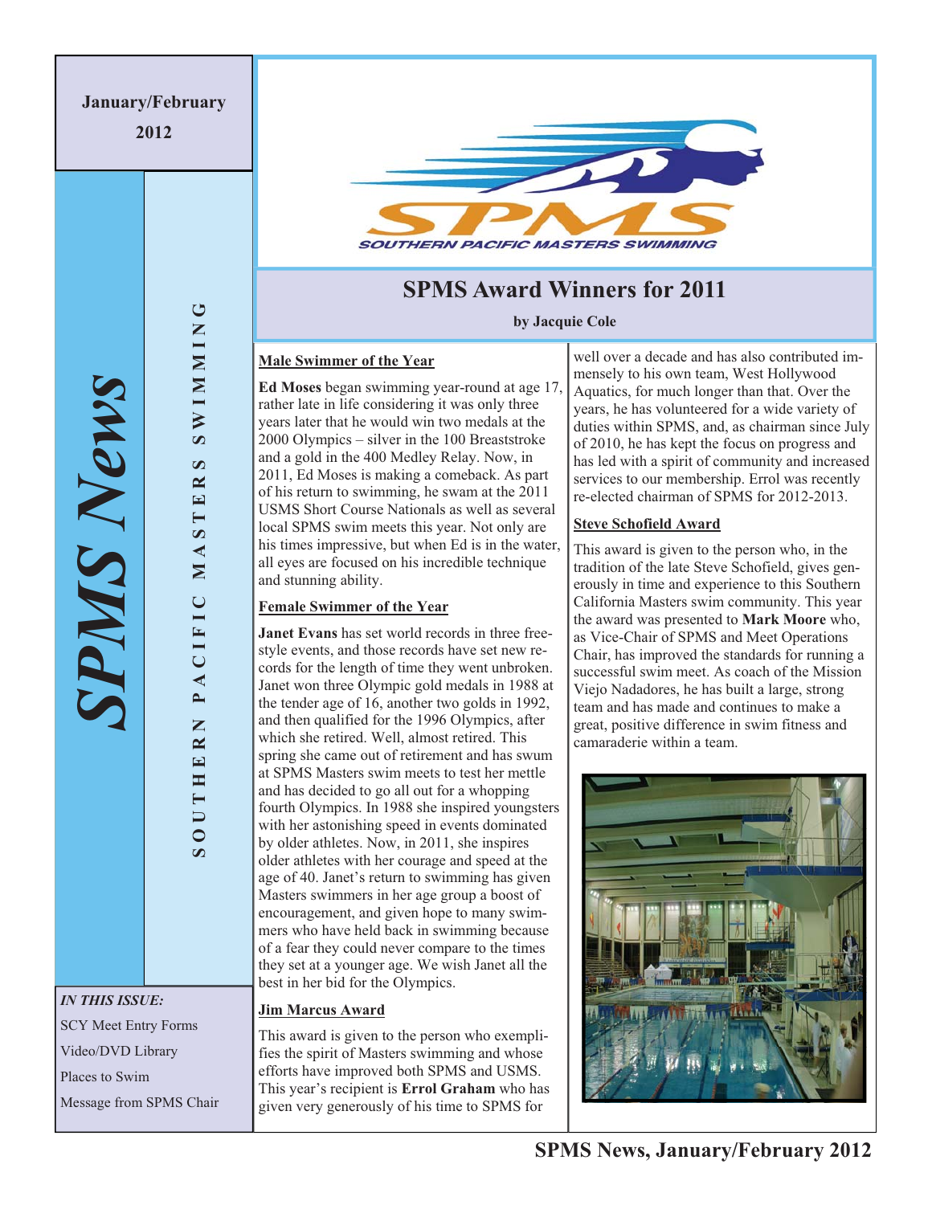January/February 2012

# SPMS News

SOUTHERN PACIFIC MASTERS SWIMMING

*IN THIS ISSUE:*

SCY Meet Entry Forms

Video/DVD Library

Places to Swim

Message from SPMS Chair

## SPMS Award Winners for 2011

**by Jacquie Cole**

### Male Swimmer of the Year

**Ed Moses** began swimming year-round at age 17, rather late in life considering it was only three years later that he would win two medals at the 2000 Olympics – silver in the 100 Breaststroke and a gold in the 400 Medley Relay. Now, in 2011, Ed Moses is making a comeback. As part of his return to swimming, he swam at the 2011 USMS Short Course Nationals as well as several local SPMS swim meets this year. Not only are his times impressive, but when Ed is in the water, all eyes are focused on his incredible technique and stunning ability.

### Female Swimmer of the Year

**Janet Evans** has set world records in three freestyle events, and those records have set new records for the length of time they went unbroken. Janet won three Olympic gold medals in 1988 at the tender age of 16, another two golds in 1992, and then qualified for the 1996 Olympics, after which she retired. Well, almost retired. This spring she came out of retirement and has swum at SPMS Masters swim meets to test her mettle and has decided to go all out for a whopping fourth Olympics. In 1988 she inspired youngsters with her astonishing speed in events dominated by older athletes. Now, in 2011, she inspires older athletes with her courage and speed at the age of 40. Janet's return to swimming has given Masters swimmers in her age group a boost of encouragement, and given hope to many swimmers who have held back in swimming because of a fear they could never compare to the times they set at a younger age. We wish Janet all the best in her bid for the Olympics.

### Jim Marcus Award

This award is given to the person who exemplifies the spirit of Masters swimming and whose efforts have improved both SPMS and USMS. This year's recipient is **Errol Graham** who has given very generously of his time to SPMS for well over a decade and has also contributed immensely to his own team, West Hollywood Aquatics, for much longer than that. Over the years, he has volunteered for a wide variety of duties within SPMS, and, as chairman since July of 2010, he has kept the focus on progress and has led with a spirit of community and increased services to our membership. Errol was recently re-elected chairman of SPMS for 2012-2013.

### Steve Schofield Award

This award is given to the person who, in the tradition of the late Steve Schofield, gives generously in time and experience to this Southern California Masters swim community. This year the award was presented to **Mark Moore** who, as Vice-Chair of SPMS and Meet Operations Chair, has improved the standards for running a successful swim meet. As coach of the Mission Viejo Nadadores, he has built a large, strong team and has made and continues to make a great, positive difference in swim fitness and camaraderie within a team.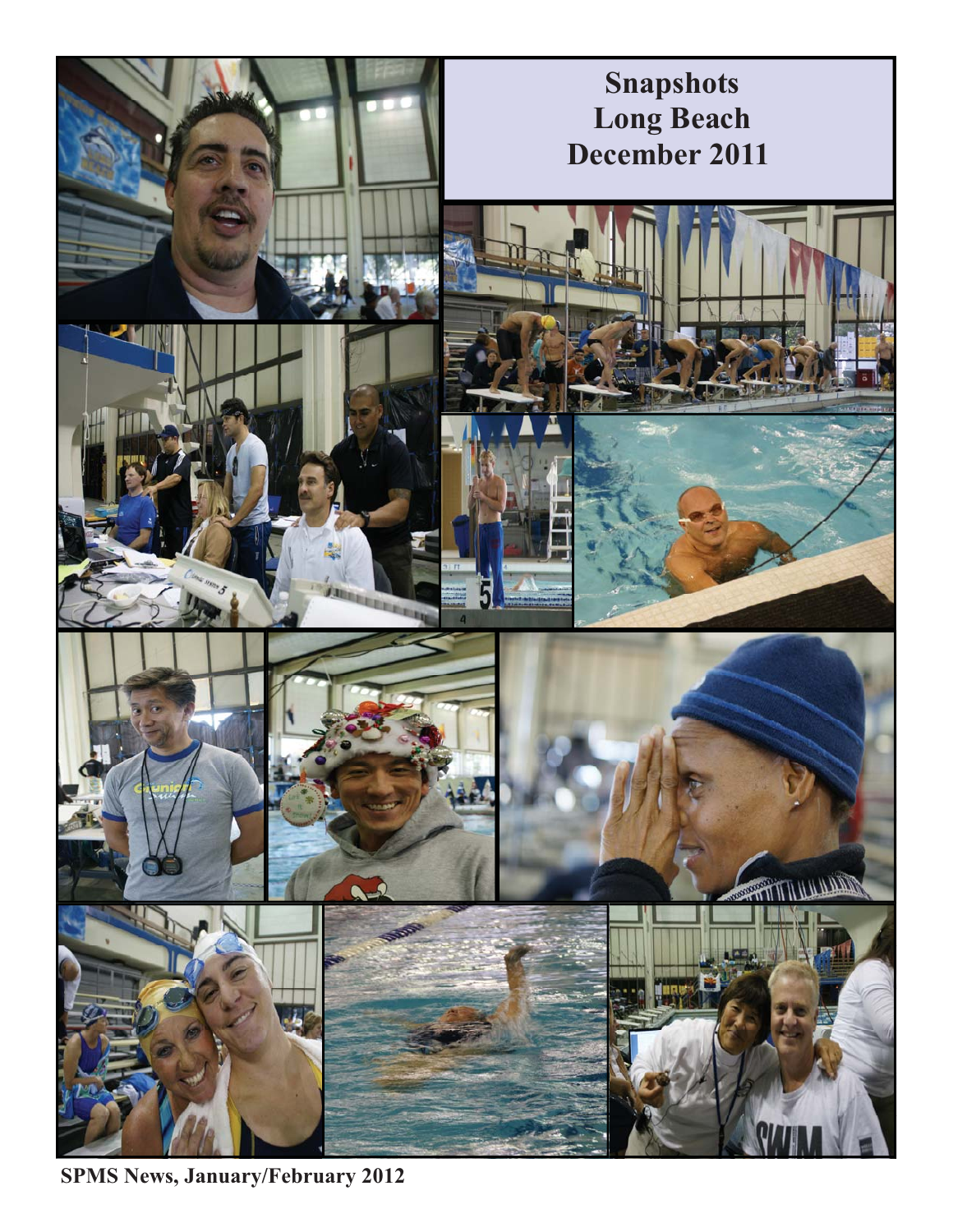# Snapshots
# Long Beach
# December 2011

SPMS News, January/February 2012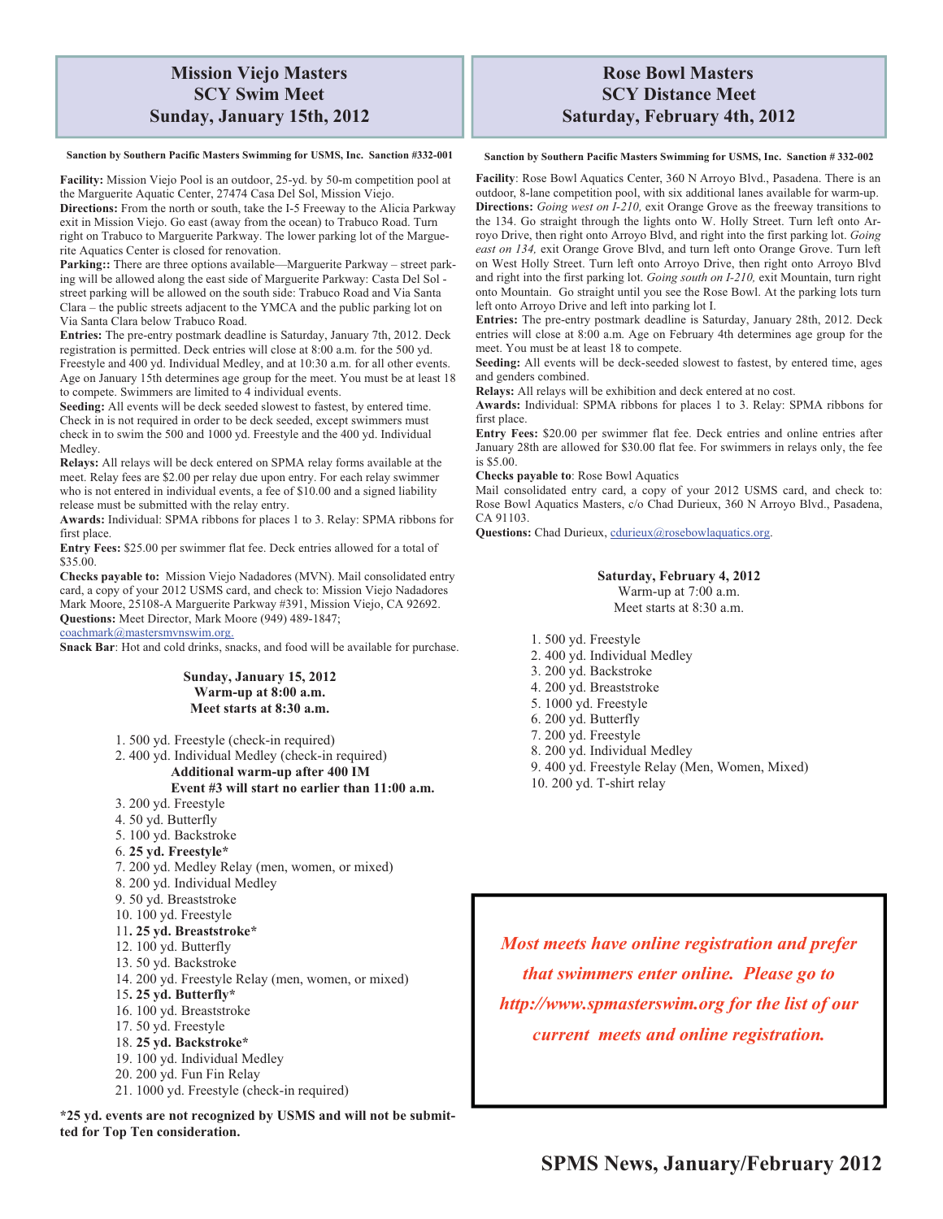## Mission Viejo Masters SCY Swim Meet Sunday, January 15th, 2012

**Sanction by Southern Pacific Masters Swimming for USMS, Inc. Sanction #332-001**

**Facility:** Mission Viejo Pool is an outdoor, 25-yd. by 50-m competition pool at the Marguerite Aquatic Center, 27474 Casa Del Sol, Mission Viejo.

**Directions:** From the north or south, take the I-5 Freeway to the Alicia Parkway exit in Mission Viejo. Go east (away from the ocean) to Trabuco Road. Turn right on Trabuco to Marguerite Parkway. The lower parking lot of the Marguerite Aquatics Center is closed for renovation.

**Parking::** There are three options available—Marguerite Parkway – street parking will be allowed along the east side of Marguerite Parkway: Casta Del Sol - street parking will be allowed on the south side: Trabuco Road and Via Santa Clara – the public streets adjacent to the YMCA and the public parking lot on Via Santa Clara below Trabuco Road.

**Entries:** The pre-entry postmark deadline is Saturday, January 7th, 2012. Deck registration is permitted. Deck entries will close at 8:00 a.m. for the 500 yd. Freestyle and 400 yd. Individual Medley, and at 10:30 a.m. for all other events. Age on January 15th determines age group for the meet. You must be at least 18 to compete. Swimmers are limited to 4 individual events.

**Seeding:** All events will be deck seeded slowest to fastest, by entered time. Check in is not required in order to be deck seeded, except swimmers must check in to swim the 500 and 1000 yd. Freestyle and the 400 yd. Individual Medley.

**Relays:** All relays will be deck entered on SPMA relay forms available at the meet. Relay fees are $2.00 per relay due upon entry. For each relay swimmer who is not entered in individual events, a fee of $10.00 and a signed liability release must be submitted with the relay entry.

**Awards:** Individual: SPMA ribbons for places 1 to 3. Relay: SPMA ribbons for first place.

**Entry Fees:** $25.00 per swimmer flat fee. Deck entries allowed for a total of $35.00.

**Checks payable to:** Mission Viejo Nadadores (MVN). Mail consolidated entry card, a copy of your 2012 USMS card, and check to: Mission Viejo Nadadores Mark Moore, 25108-A Marguerite Parkway #391, Mission Viejo, CA 92692.

**Questions:** Meet Director, Mark Moore (949) 489-1847; coachmark@mastersmvnswim.org.

**Snack Bar**: Hot and cold drinks, snacks, and food will be available for purchase.

**Sunday, January 15, 2012**
**Warm-up at 8:00 a.m.**
**Meet starts at 8:30 a.m.**

1. 500 yd. Freestyle (check-in required)
2. 400 yd. Individual Medley (check-in required)
   **Additional warm-up after 400 IM**
   **Event #3 will start no earlier than 11:00 a.m.**
3. 200 yd. Freestyle
4. 50 yd. Butterfly
5. 100 yd. Backstroke
6. **25 yd. Freestyle***
7. 200 yd. Medley Relay (men, women, or mixed)
8. 200 yd. Individual Medley
9. 50 yd. Breaststroke
10. 100 yd. Freestyle
11. **25 yd. Breaststroke***
12. 100 yd. Butterfly
13. 50 yd. Backstroke
14. 200 yd. Freestyle Relay (men, women, or mixed)
15. **25 yd. Butterfly***
16. 100 yd. Breaststroke
17. 50 yd. Freestyle
18. **25 yd. Backstroke***
19. 100 yd. Individual Medley
20. 200 yd. Fun Fin Relay
21. 1000 yd. Freestyle (check-in required)

**\*25 yd. events are not recognized by USMS and will not be submitted for Top Ten consideration.**

## Rose Bowl Masters SCY Distance Meet Saturday, February 4th, 2012

**Sanction by Southern Pacific Masters Swimming for USMS, Inc. Sanction # 332-002**

**Facility**: Rose Bowl Aquatics Center, 360 N Arroyo Blvd., Pasadena. There is an outdoor, 8-lane competition pool, with six additional lanes available for warm-up.

**Directions:** *Going west on I-210,* exit Orange Grove as the freeway transitions to the 134. Go straight through the lights onto W. Holly Street. Turn left onto Arroyo Drive, then right onto Arroyo Blvd, and right into the first parking lot. *Going east on 134,* exit Orange Grove Blvd, and turn left onto Orange Grove. Turn left on West Holly Street. Turn left onto Arroyo Drive, then right onto Arroyo Blvd and right into the first parking lot. *Going south on I-210,* exit Mountain, turn right onto Mountain. Go straight until you see the Rose Bowl. At the parking lots turn left onto Arroyo Drive and left into parking lot I.

**Entries:** The pre-entry postmark deadline is Saturday, January 28th, 2012. Deck entries will close at 8:00 a.m. Age on February 4th determines age group for the meet. You must be at least 18 to compete.

**Seeding:** All events will be deck-seeded slowest to fastest, by entered time, ages and genders combined.

**Relays:** All relays will be exhibition and deck entered at no cost.

**Awards:** Individual: SPMA ribbons for places 1 to 3. Relay: SPMA ribbons for first place.

**Entry Fees:** $20.00 per swimmer flat fee. Deck entries and online entries after January 28th are allowed for $30.00 flat fee. For swimmers in relays only, the fee is $5.00.

**Checks payable to**: Rose Bowl Aquatics

Mail consolidated entry card, a copy of your 2012 USMS card, and check to: Rose Bowl Aquatics Masters, c/o Chad Durieux, 360 N Arroyo Blvd., Pasadena, CA 91103.

**Questions:** Chad Durieux, cdurieux@rosebowlaquatics.org.

**Saturday, February 4, 2012**
Warm-up at 7:00 a.m.
Meet starts at 8:30 a.m.

1. 500 yd. Freestyle
2. 400 yd. Individual Medley
3. 200 yd. Backstroke
4. 200 yd. Breaststroke
5. 1000 yd. Freestyle
6. 200 yd. Butterfly
7. 200 yd. Freestyle
8. 200 yd. Individual Medley
9. 400 yd. Freestyle Relay (Men, Women, Mixed)
10. 200 yd. T-shirt relay

***Most meets have online registration and prefer that swimmers enter online. Please go to http://www.spmasterswim.org for the list of our current meets and online registration.***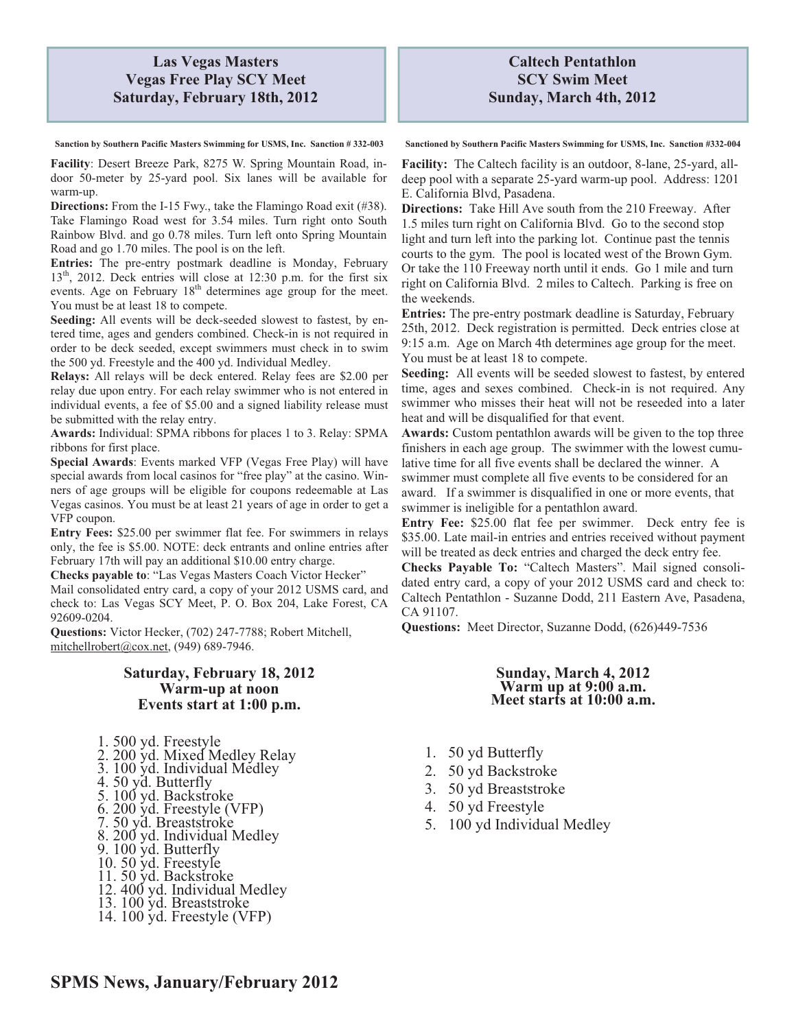## Las Vegas Masters
## Vegas Free Play SCY Meet
## Saturday, February 18th, 2012

**Sanction by Southern Pacific Masters Swimming for USMS, Inc. Sanction # 332-003**

**Facility**: Desert Breeze Park, 8275 W. Spring Mountain Road, indoor 50-meter by 25-yard pool. Six lanes will be available for warm-up.

**Directions:** From the I-15 Fwy., take the Flamingo Road exit (#38). Take Flamingo Road west for 3.54 miles. Turn right onto South Rainbow Blvd. and go 0.78 miles. Turn left onto Spring Mountain Road and go 1.70 miles. The pool is on the left.

**Entries:** The pre-entry postmark deadline is Monday, February 13th, 2012. Deck entries will close at 12:30 p.m. for the first six events. Age on February 18th determines age group for the meet. You must be at least 18 to compete.

**Seeding:** All events will be deck-seeded slowest to fastest, by entered time, ages and genders combined. Check-in is not required in order to be deck seeded, except swimmers must check in to swim the 500 yd. Freestyle and the 400 yd. Individual Medley.

**Relays:** All relays will be deck entered. Relay fees are $2.00 per relay due upon entry. For each relay swimmer who is not entered in individual events, a fee of $5.00 and a signed liability release must be submitted with the relay entry.

**Awards:** Individual: SPMA ribbons for places 1 to 3. Relay: SPMA ribbons for first place.

**Special Awards**: Events marked VFP (Vegas Free Play) will have special awards from local casinos for "free play" at the casino. Winners of age groups will be eligible for coupons redeemable at Las Vegas casinos. You must be at least 21 years of age in order to get a VFP coupon.

**Entry Fees:** $25.00 per swimmer flat fee. For swimmers in relays only, the fee is $5.00. NOTE: deck entrants and online entries after February 17th will pay an additional $10.00 entry charge.

**Checks payable to**: "Las Vegas Masters Coach Victor Hecker"

Mail consolidated entry card, a copy of your 2012 USMS card, and check to: Las Vegas SCY Meet, P. O. Box 204, Lake Forest, CA 92609-0204.

**Questions:** Victor Hecker, (702) 247-7788; Robert Mitchell, mitchellrobert@cox.net, (949) 689-7946.

**Saturday, February 18, 2012**
**Warm-up at noon**
**Events start at 1:00 p.m.**

1. 500 yd. Freestyle
2. 200 yd. Mixed Medley Relay
3. 100 yd. Individual Medley
4. 50 yd. Butterfly
5. 100 yd. Backstroke
6. 200 yd. Freestyle (VFP)
7. 50 yd. Breaststroke
8. 200 yd. Individual Medley
9. 100 yd. Butterfly
10. 50 yd. Freestyle
11. 50 yd. Backstroke
12. 400 yd. Individual Medley
13. 100 yd. Breaststroke
14. 100 yd. Freestyle (VFP)

## Caltech Pentathlon
## SCY Swim Meet
## Sunday, March 4th, 2012

**Sanctioned by Southern Pacific Masters Swimming for USMS, Inc. Sanction #332-004**

**Facility:** The Caltech facility is an outdoor, 8-lane, 25-yard, all-deep pool with a separate 25-yard warm-up pool. Address: 1201 E. California Blvd, Pasadena.

**Directions:** Take Hill Ave south from the 210 Freeway. After 1.5 miles turn right on California Blvd. Go to the second stop light and turn left into the parking lot. Continue past the tennis courts to the gym. The pool is located west of the Brown Gym. Or take the 110 Freeway north until it ends. Go 1 mile and turn right on California Blvd. 2 miles to Caltech. Parking is free on the weekends.

**Entries:** The pre-entry postmark deadline is Saturday, February 25th, 2012. Deck registration is permitted. Deck entries close at 9:15 a.m. Age on March 4th determines age group for the meet. You must be at least 18 to compete.

**Seeding:** All events will be seeded slowest to fastest, by entered time, ages and sexes combined. Check-in is not required. Any swimmer who misses their heat will not be reseeded into a later heat and will be disqualified for that event.

**Awards:** Custom pentathlon awards will be given to the top three finishers in each age group. The swimmer with the lowest cumulative time for all five events shall be declared the winner. A swimmer must complete all five events to be considered for an award. If a swimmer is disqualified in one or more events, that swimmer is ineligible for a pentathlon award.

**Entry Fee:** $25.00 flat fee per swimmer. Deck entry fee is $35.00. Late mail-in entries and entries received without payment will be treated as deck entries and charged the deck entry fee.

**Checks Payable To:** "Caltech Masters". Mail signed consolidated entry card, a copy of your 2012 USMS card and check to: Caltech Pentathlon - Suzanne Dodd, 211 Eastern Ave, Pasadena, CA 91107.

**Questions:** Meet Director, Suzanne Dodd, (626)449-7536

**Sunday, March 4, 2012**
**Warm up at 9:00 a.m.**
**Meet starts at 10:00 a.m.**

1. 50 yd Butterfly
2. 50 yd Backstroke
3. 50 yd Breaststroke
4. 50 yd Freestyle
5. 100 yd Individual Medley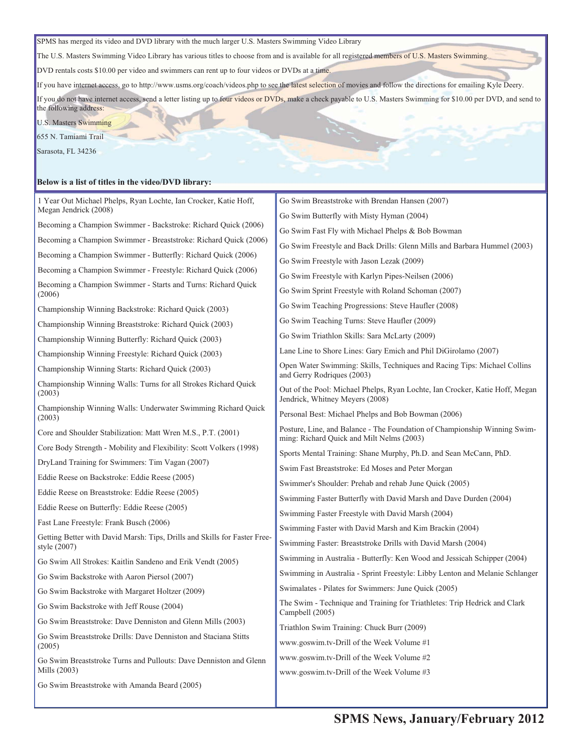SPMS has merged its video and DVD library with the much larger U.S. Masters Swimming Video Library

The U.S. Masters Swimming Video Library has various titles to choose from and is available for all registered members of U.S. Masters Swimming.

DVD rentals costs $10.00 per video and swimmers can rent up to four videos or DVDs at a time.

If you have internet access, go to http://www.usms.org/coach/videos.php to see the latest selection of movies and follow the directions for emailing Kyle Deery.

If you do not have internet access, send a letter listing up to four videos or DVDs, make a check payable to U.S. Masters Swimming for $10.00 per DVD, and send to the following address:

U.S. Masters Swimming

655 N. Tamiami Trail

Sarasota, FL 34236

**Below is a list of titles in the video/DVD library:**

1 Year Out Michael Phelps, Ryan Lochte, Ian Crocker, Katie Hoff, Megan Jendrick (2008)

Becoming a Champion Swimmer - Backstroke: Richard Quick (2006)

Becoming a Champion Swimmer - Breaststroke: Richard Quick (2006)

Becoming a Champion Swimmer - Butterfly: Richard Quick (2006)

Becoming a Champion Swimmer - Freestyle: Richard Quick (2006)

Becoming a Champion Swimmer - Starts and Turns: Richard Quick (2006)

Championship Winning Backstroke: Richard Quick (2003)

Championship Winning Breaststroke: Richard Quick (2003)

Championship Winning Butterfly: Richard Quick (2003)

Championship Winning Freestyle: Richard Quick (2003)

Championship Winning Starts: Richard Quick (2003)

Championship Winning Walls: Turns for all Strokes Richard Quick (2003)

Championship Winning Walls: Underwater Swimming Richard Quick (2003)

Core and Shoulder Stabilization: Matt Wren M.S., P.T. (2001)

Core Body Strength - Mobility and Flexibility: Scott Volkers (1998)

DryLand Training for Swimmers: Tim Vagan (2007)

Eddie Reese on Backstroke: Eddie Reese (2005)

Eddie Reese on Breaststroke: Eddie Reese (2005)

Eddie Reese on Butterfly: Eddie Reese (2005)

Fast Lane Freestyle: Frank Busch (2006)

Getting Better with David Marsh: Tips, Drills and Skills for Faster Freestyle (2007)

Go Swim All Strokes: Kaitlin Sandeno and Erik Vendt (2005)

Go Swim Backstroke with Aaron Piersol (2007)

Go Swim Backstroke with Margaret Holtzer (2009)

Go Swim Backstroke with Jeff Rouse (2004)

Go Swim Breaststroke: Dave Denniston and Glenn Mills (2003)

Go Swim Breaststroke Drills: Dave Denniston and Staciana Stitts (2005)

Go Swim Breaststroke Turns and Pullouts: Dave Denniston and Glenn Mills (2003)

Go Swim Breaststroke with Amanda Beard (2005)

Go Swim Breaststroke with Brendan Hansen (2007)

Go Swim Butterfly with Misty Hyman (2004)

Go Swim Fast Fly with Michael Phelps & Bob Bowman

Go Swim Freestyle and Back Drills: Glenn Mills and Barbara Hummel (2003)

Go Swim Freestyle with Jason Lezak (2009)

Go Swim Freestyle with Karlyn Pipes-Neilsen (2006)

Go Swim Sprint Freestyle with Roland Schoman (2007)

Go Swim Teaching Progressions: Steve Haufler (2008)

Go Swim Teaching Turns: Steve Haufler (2009)

Go Swim Triathlon Skills: Sara McLarty (2009)

Lane Line to Shore Lines: Gary Emich and Phil DiGirolamo (2007)

Open Water Swimming: Skills, Techniques and Racing Tips: Michael Collins and Gerry Rodriques (2003)

Out of the Pool: Michael Phelps, Ryan Lochte, Ian Crocker, Katie Hoff, Megan Jendrick, Whitney Meyers (2008)

Personal Best: Michael Phelps and Bob Bowman (2006)

Posture, Line, and Balance - The Foundation of Championship Winning Swimming: Richard Quick and Milt Nelms (2003)

Sports Mental Training: Shane Murphy, Ph.D. and Sean McCann, PhD.

Swim Fast Breaststroke: Ed Moses and Peter Morgan

Swimmer's Shoulder: Prehab and rehab June Quick (2005)

Swimming Faster Butterfly with David Marsh and Dave Durden (2004)

Swimming Faster Freestyle with David Marsh (2004)

Swimming Faster with David Marsh and Kim Brackin (2004)

Swimming Faster: Breaststroke Drills with David Marsh (2004)

Swimming in Australia - Butterfly: Ken Wood and Jessicah Schipper (2004)

Swimming in Australia - Sprint Freestyle: Libby Lenton and Melanie Schlanger

Swimalates - Pilates for Swimmers: June Quick (2005)

The Swim - Technique and Training for Triathletes: Trip Hedrick and Clark Campbell (2005)

Triathlon Swim Training: Chuck Burr (2009)

www.goswim.tv-Drill of the Week Volume #1

www.goswim.tv-Drill of the Week Volume #2

www.goswim.tv-Drill of the Week Volume #3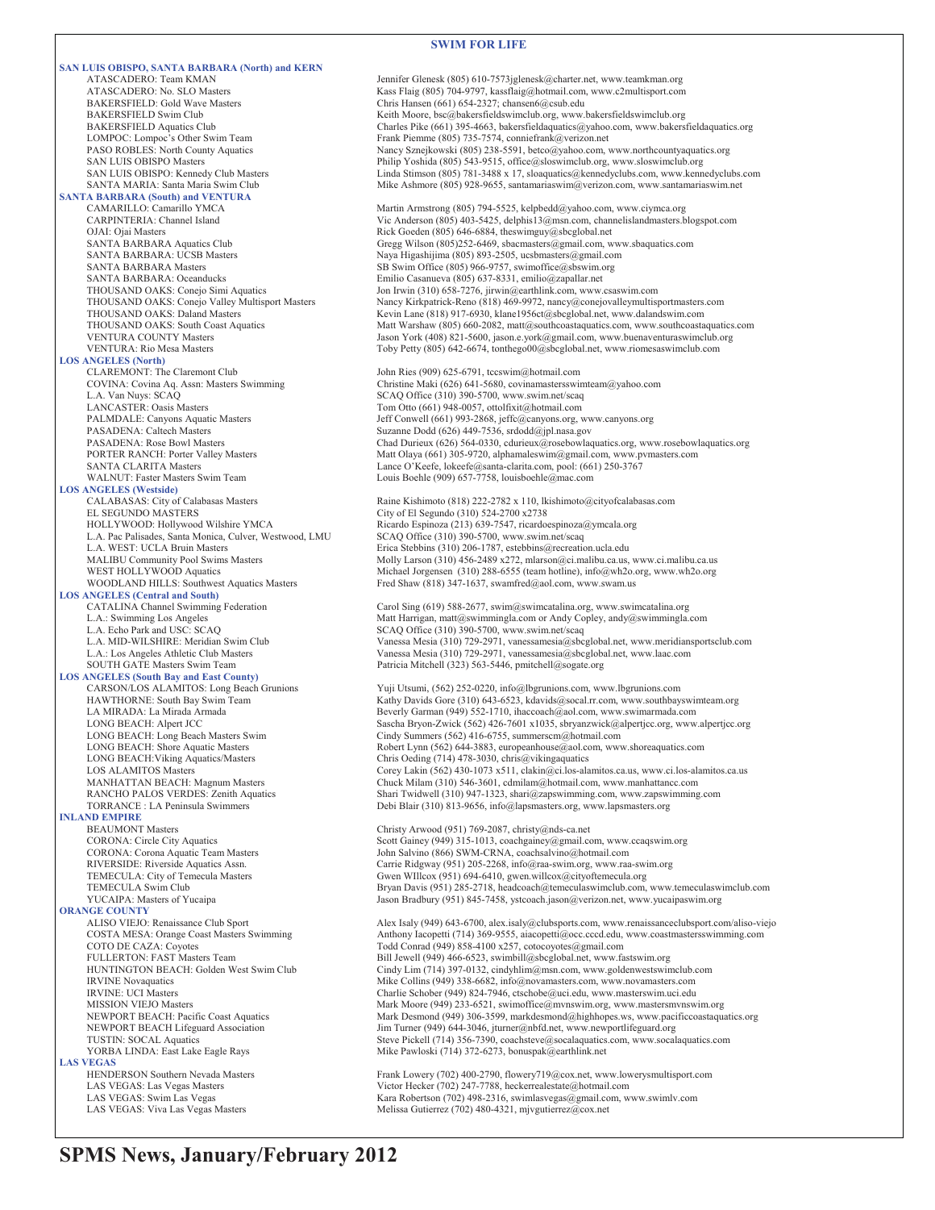## SWIM FOR LIFE

**SAN LUIS OBISPO, SANTA BARBARA (North) and KERN**

| | |
|---|---|
| ATASCADERO: Team KMAN | Jennifer Glenesk (805) 610-7573jglenesk@charter.net, www.teamkman.org |
| ATASCADERO: No. SLO Masters | Kass Flaig (805) 704-9797, kassflaig@hotmail.com, www.c2multisport.com |
| BAKERSFIELD: Gold Wave Masters | Chris Hansen (661) 654-2327; chansen6@csub.edu |
| BAKERSFIELD Swim Club | Keith Moore, bsc@bakersfieldswimclub.org, www.bakersfieldswimclub.org |
| BAKERSFIELD Aquatics Club | Charles Pike (661) 395-4663, bakersfieldaquatics@yahoo.com, www.bakersfieldaquatics.org |
| LOMPOC: Lompoc's Other Swim Team | Frank Piemme (805) 735-7574, conniefrank@verizon.net |
| PASO ROBLES: North County Aquatics | Nancy Sznejkowski (805) 238-5591, betco@yahoo.com, www.northcountyaquatics.org |
| SAN LUIS OBISPO Masters | Philip Yoshida (805) 543-9515, office@sloswimclub.org, www.sloswimclub.org |
| SAN LUIS OBISPO: Kennedy Club Masters | Linda Stimson (805) 781-3488 x 17, sloaquatics@kennedyclubs.com, www.kennedyclubs.com |
| SANTA MARIA: Santa Maria Swim Club | Mike Ashmore (805) 928-9655, santamariaswim@verizon.com, www.santamariaswim.net |

**SANTA BARBARA (South) and VENTURA**

| | |
|---|---|
| CAMARILLO: Camarillo YMCA | Martin Armstrong (805) 794-5525, kelpbedd@yahoo.com, www.ciymca.org |
| CARPINTERIA: Channel Island | Vic Anderson (805) 403-5425, delphis13@msn.com, channelislandmasters.blogspot.com |
| OJAI: Ojai Masters | Rick Goeden (805) 646-6884, theswimguy@sbcglobal.net |
| SANTA BARBARA Aquatics Club | Gregg Wilson (805)252-6469, sbacmasters@gmail.com, www.sbaquatics.com |
| SANTA BARBARA: UCSB Masters | Naya Higashijima (805) 893-2505, ucsbmasters@gmail.com |
| SANTA BARBARA Masters | SB Swim Office (805) 966-9757, swimoffice@sbswim.org |
| SANTA BARBARA: Oceanducks | Emilio Casanueva (805) 637-8331, emilio@zapallar.net |
| THOUSAND OAKS: Conejo Simi Aquatics | Jon Irwin (310) 658-7276, jirwin@earthlink.com, www.csaswim.com |
| THOUSAND OAKS: Conejo Valley Multisport Masters | Nancy Kirkpatrick-Reno (818) 469-9972, nancy@conejovalleymultisportmasters.com |
| THOUSAND OAKS: Daland Masters | Kevin Lane (818) 917-6930, klane1956ct@sbcglobal.net, www.dalandswim.com |
| THOUSAND OAKS: South Coast Aquatics | Matt Warshaw (805) 660-2082, matt@southcoastaquatics.com, www.southcoastaquatics.com |
| VENTURA COUNTY Masters | Jason York (408) 821-5600, jason.e.york@gmail.com, www.buenaventuraswimclub.org |
| VENTURA: Rio Mesa Masters | Toby Petty (805) 642-6674, tonthego00@sbcglobal.net, www.riomesaswimclub.com |

**LOS ANGELES (North)**

| | |
|---|---|
| CLAREMONT: The Claremont Club | John Ries (909) 625-6791, tccswim@hotmail.com |
| COVINA: Covina Aq. Assn: Masters Swimming | Christine Maki (626) 641-5680, covinamastersswimteam@yahoo.com |
| L.A. Van Nuys: SCAQ | SCAQ Office (310) 390-5700, www.swim.net/scaq |
| LANCASTER: Oasis Masters | Tom Otto (661) 948-0057, ottolfixit@hotmail.com |
| PALMDALE: Canyons Aquatic Masters | Jeff Conwell (661) 993-2868, jeffc@canyons.org, www.canyons.org |
| PASADENA: Caltech Masters | Suzanne Dodd (626) 449-7536, srdodd@jpl.nasa.gov |
| PASADENA: Rose Bowl Masters | Chad Durieux (626) 564-0330, cdurieux@rosebowlaquatics.org, www.rosebowlaquatics.org |
| PORTER RANCH: Porter Valley Masters | Matt Olaya (661) 305-9720, alphamaleswim@gmail.com, www.pvmasters.com |
| SANTA CLARITA Masters | Lance O'Keefe, lokeefe@santa-clarita.com, pool: (661) 250-3767 |
| WALNUT: Faster Masters Swim Team | Louis Boehle (909) 657-7758, louisboehle@mac.com |

**LOS ANGELES (Westside)**

| | |
|---|---|
| CALABASAS: City of Calabasas Masters | Raine Kishimoto (818) 222-2782 x 110, lkishimoto@cityofcalabasas.com |
| EL SEGUNDO MASTERS | City of El Segundo (310) 524-2700 x2738 |
| HOLLYWOOD: Hollywood Wilshire YMCA | Ricardo Espinoza (213) 639-7547, ricardoespinoza@ymcala.org |
| L.A. Pac Palisades, Santa Monica, Culver, Westwood, LMU | SCAQ Office (310) 390-5700, www.swim.net/scaq |
| L.A. WEST: UCLA Bruin Masters | Erica Stebbins (310) 206-1787, estebbins@recreation.ucla.edu |
| MALIBU Community Pool Swims Masters | Molly Larson (310) 456-2489 x272, mlarson@ci.malibu.ca.us, www.ci.malibu.ca.us |
| WEST HOLLYWOOD Aquatics | Michael Jorgensen (310) 288-6555 (team hotline), info@wh2o.org, www.wh2o.org |
| WOODLAND HILLS: Southwest Aquatics Masters | Fred Shaw (818) 347-1637, swamfred@aol.com, www.swam.us |

**LOS ANGELES (Central and South)**

| | |
|---|---|
| CATALINA Channel Swimming Federation | Carol Sing (619) 588-2677, swim@swimcatalina.org, www.swimcatalina.org |
| L.A.: Swimming Los Angeles | Matt Harrigan, matt@swimmingla.com or Andy Copley, andy@swimmingla.com |
| L.A. Echo Park and USC: SCAQ | SCAQ Office (310) 390-5700, www.swim.net/scaq |
| L.A. MID-WILSHIRE: Meridian Swim Club | Vanessa Mesia (310) 729-2971, vanessamesia@sbcglobal.net, www.meridiansportsclub.com |
| L.A.: Los Angeles Athletic Club Masters | Vanessa Mesia (310) 729-2971, vanessamesia@sbcglobal.net, www.laac.com |
| SOUTH GATE Masters Swim Team | Patricia Mitchell (323) 563-5446, pmitchell@sogate.org |

**LOS ANGELES (South Bay and East County)**

| | |
|---|---|
| CARSON/LOS ALAMITOS: Long Beach Grunions | Yuji Utsumi, (562) 252-0220, info@lbgrunions.com, www.lbgrunions.com |
| HAWTHORNE: South Bay Swim Team | Kathy Davids Gore (310) 643-6523, kdavids@socal.rr.com, www.southbayswimteam.org |
| LA MIRADA: La Mirada Armada | Beverly Garman (949) 552-1710, ihaccoach@aol.com, www.swimarmada.com |
| LONG BEACH: Alpert JCC | Sascha Bryon-Zwick (562) 426-7601 x1035, sbryanzwick@alpertjcc.org, www.alpertjcc.org |
| LONG BEACH: Long Beach Masters Swim | Cindy Summers (562) 416-6755, summerscm@hotmail.com |
| LONG BEACH: Shore Aquatic Masters | Robert Lynn (562) 644-3883, europeanhouse@aol.com, www.shoreaquatics.com |
| LONG BEACH:Viking Aquatics/Masters | Chris Oeding (714) 478-3030, chris@vikingaquatics |
| LOS ALAMITOS Masters | Corey Lakin (562) 430-1073 x511, clakin@ci.los-alamitos.ca.us, www.ci.los-alamitos.ca.us |
| MANHATTAN BEACH: Magnum Masters | Chuck Milam (310) 546-3601, cdmilam@hotmail.com, www.manhattancc.com |
| RANCHO PALOS VERDES: Zenith Aquatics | Shari Twidwell (310) 947-1323, shari@zapswimming.com, www.zapswimming.com |
| TORRANCE : LA Peninsula Swimmers | Debi Blair (310) 813-9656, info@lapsmasters.org, www.lapsmasters.org |

**INLAND EMPIRE**

| | |
|---|---|
| BEAUMONT Masters | Christy Arwood (951) 769-2087, christy@nds-ca.net |
| CORONA: Circle City Aquatics | Scott Gainey (949) 315-1013, coachgainey@gmail.com, www.ccaqswim.org |
| CORONA: Corona Aquatic Team Masters | John Salvino (866) SWM-CRNA, coachsalvino@hotmail.com |
| RIVERSIDE: Riverside Aquatics Assn. | Carrie Ridgway (951) 205-2268, info@raa-swim.org, www.raa-swim.org |
| TEMECULA: City of Temecula Masters | Gwen WIllcox (951) 694-6410, gwen.willcox@cityoftemecula.org |
| TEMECULA Swim Club | Bryan Davis (951) 285-2718, headcoach@temeculaswimclub.com, www.temeculaswimclub.com |
| YUCAIPA: Masters of Yucaipa | Jason Bradbury (951) 845-7458, ystcoach.jason@verizon.net, www.yucaipaswim.org |

**ORANGE COUNTY**

| | |
|---|---|
| ALISO VIEJO: Renaissance Club Sport | Alex Isaly (949) 643-6700, alex.isaly@clubsports.com, www.renaissanceclubsport.com/aliso-viejo |
| COSTA MESA: Orange Coast Masters Swimming | Anthony Iacopetti (714) 369-9555, aiacopetti@occ.cccd.edu, www.coastmastersswimming.com |
| COTO DE CAZA: Coyotes | Todd Conrad (949) 858-4100 x257, cotocoyotes@gmail.com |
| FULLERTON: FAST Masters Team | Bill Jewell (949) 466-6523, swimbill@sbcglobal.net, www.fastswim.org |
| HUNTINGTON BEACH: Golden West Swim Club | Cindy Lim (714) 397-0132, cindyhlim@msn.com, www.goldenwestswimclub.com |
| IRVINE Novaquatics | Mike Collins (949) 338-6682, info@novamasters.com, www.novamasters.com |
| IRVINE: UCI Masters | Charlie Schober (949) 824-7946, ctschobe@uci.edu, www.masterswim.uci.edu |
| MISSION VIEJO Masters | Mark Moore (949) 233-6521, swimoffice@mvnswim.org, www.mastersmvnswim.org |
| NEWPORT BEACH: Pacific Coast Aquatics | Mark Desmond (949) 306-3599, markdesmond@highhopes.ws, www.pacificcoastaquatics.org |
| NEWPORT BEACH Lifeguard Association | Jim Turner (949) 644-3046, jturner@nbfd.net, www.newportlifeguard.org |
| TUSTIN: SOCAL Aquatics | Steve Pickell (714) 356-7390, coachsteve@socalaquatics.com, www.socalaquatics.com |
| YORBA LINDA: East Lake Eagle Rays | Mike Pawloski (714) 372-6273, bonuspak@earthlink.net |

**LAS VEGAS**

| | |
|---|---|
| HENDERSON Southern Nevada Masters | Frank Lowery (702) 400-2790, flowery719@cox.net, www.lowerysmultisport.com |
| LAS VEGAS: Las Vegas Masters | Victor Hecker (702) 247-7788, heckerrealestate@hotmail.com |
| LAS VEGAS: Swim Las Vegas | Kara Robertson (702) 498-2316, swimlasvegas@gmail.com, www.swimlv.com |
| LAS VEGAS: Viva Las Vegas Masters | Melissa Gutierrez (702) 480-4321, mjvgutierrez@cox.net |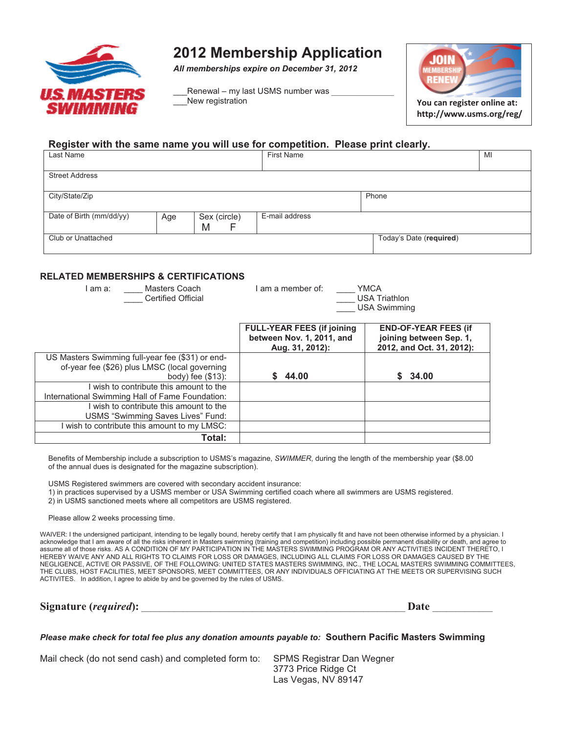US MASTERS SWIMMING

# 2012 Membership Application

***All memberships expire on December 31, 2012***

___Renewal – my last USMS number was _____________
___New registration

**JOIN MEMBERSHIP RENEW**

**You can register online at:**
**http://www.usms.org/reg/**

### Register with the same name you will use for competition. Please print clearly.

| Last Name | | | First Name | | MI |
|---|---|---|---|---|---|
| Street Address | | | | | |
| City/State/Zip | | | | Phone | |
| Date of Birth (mm/dd/yy) | Age | Sex (circle) M F | E-mail address | | |
| Club or Unattached | | | | Today's Date (**required**) | |

### RELATED MEMBERSHIPS & CERTIFICATIONS

I am a: ____ Masters Coach
____ Certified Official

I am a member of: ____ YMCA
____ USA Triathlon
____ USA Swimming

| | FULL-YEAR FEES (if joining between Nov. 1, 2011, and Aug. 31, 2012): | END-OF-YEAR FEES (if joining between Sep. 1, 2012, and Oct. 31, 2012): |
|---|---|---|
| US Masters Swimming full-year fee ($31) or end-of-year fee ($26) plus LMSC (local governing body) fee ($13): | **$ 44.00** | **$ 34.00** |
| I wish to contribute this amount to the International Swimming Hall of Fame Foundation: | | |
| I wish to contribute this amount to the USMS "Swimming Saves Lives" Fund: | | |
| I wish to contribute this amount to my LMSC: | | |
| **Total:** | | |

Benefits of Membership include a subscription to USMS's magazine, *SWIMMER*, during the length of the membership year ($8.00 of the annual dues is designated for the magazine subscription).

USMS Registered swimmers are covered with secondary accident insurance:
1) in practices supervised by a USMS member or USA Swimming certified coach where all swimmers are USMS registered.
2) in USMS sanctioned meets where all competitors are USMS registered.

Please allow 2 weeks processing time.

WAIVER: I the undersigned participant, intending to be legally bound, hereby certify that I am physically fit and have not been otherwise informed by a physician. I acknowledge that I am aware of all the risks inherent in Masters swimming (training and competition) including possible permanent disability or death, and agree to assume all of those risks. AS A CONDITION OF MY PARTICIPATION IN THE MASTERS SWIMMING PROGRAM OR ANY ACTIVITIES INCIDENT THERETO, I HEREBY WAIVE ANY AND ALL RIGHTS TO CLAIMS FOR LOSS OR DAMAGES, INCLUDING ALL CLAIMS FOR LOSS OR DAMAGES CAUSED BY THE NEGLIGENCE, ACTIVE OR PASSIVE, OF THE FOLLOWING: UNITED STATES MASTERS SWIMMING, INC., THE LOCAL MASTERS SWIMMING COMMITTEES, THE CLUBS, HOST FACILITIES, MEET SPONSORS, MEET COMMITTEES, OR ANY INDIVIDUALS OFFICIATING AT THE MEETS OR SUPERVISING SUCH ACTIVITES. In addition, I agree to abide by and be governed by the rules of USMS.

**Signature (*required*):** _______________________________________________ **Date** ___________

***Please make check for total fee plus any donation amounts payable to:*** **Southern Pacific Masters Swimming**

Mail check (do not send cash) and completed form to:

SPMS Registrar Dan Wegner
3773 Price Ridge Ct
Las Vegas, NV 89147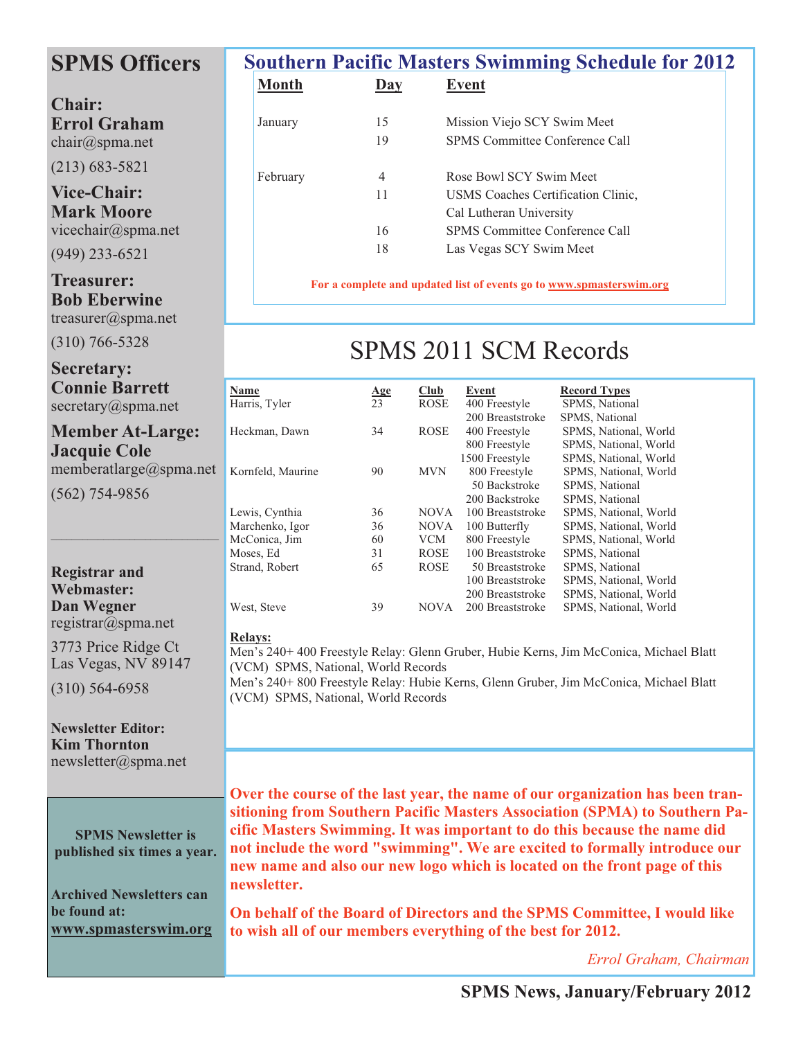## SPMS Officers

**Chair:**
**Errol Graham**
chair@spma.net
(213) 683-5821

**Vice-Chair:**
**Mark Moore**
vicechair@spma.net
(949) 233-6521

**Treasurer:**
**Bob Eberwine**
treasurer@spma.net
(310) 766-5328

**Secretary:**
**Connie Barrett**
secretary@spma.net

**Member At-Large:**
**Jacquie Cole**
memberatlarge@spma.net
(562) 754-9856

---

**Registrar and Webmaster:**
**Dan Wegner**
registrar@spma.net
3773 Price Ridge Ct
Las Vegas, NV 89147
(310) 564-6958

**Newsletter Editor:**
**Kim Thornton**
newsletter@spma.net

**SPMS Newsletter is published six times a year.**

**Archived Newsletters can be found at: www.spmasterswim.org**

## Southern Pacific Masters Swimming Schedule for 2012

| Month | Day | Event |
|---|---|---|
| January | 15 | Mission Viejo SCY Swim Meet |
| | 19 | SPMS Committee Conference Call |
| February | 4 | Rose Bowl SCY Swim Meet |
| | 11 | USMS Coaches Certification Clinic, Cal Lutheran University |
| | 16 | SPMS Committee Conference Call |
| | 18 | Las Vegas SCY Swim Meet |

**For a complete and updated list of events go to www.spmasterswim.org**

# SPMS 2011 SCM Records

| Name | Age | Club | Event | Record Types |
|---|---|---|---|---|
| Harris, Tyler | 23 | ROSE | 400 Freestyle | SPMS, National |
| | | | 200 Breaststroke | SPMS, National |
| Heckman, Dawn | 34 | ROSE | 400 Freestyle | SPMS, National, World |
| | | | 800 Freestyle | SPMS, National, World |
| | | | 1500 Freestyle | SPMS, National, World |
| Kornfeld, Maurine | 90 | MVN | 800 Freestyle | SPMS, National, World |
| | | | 50 Backstroke | SPMS, National |
| | | | 200 Backstroke | SPMS, National |
| Lewis, Cynthia | 36 | NOVA | 100 Breaststroke | SPMS, National, World |
| Marchenko, Igor | 36 | NOVA | 100 Butterfly | SPMS, National, World |
| McConica, Jim | 60 | VCM | 800 Freestyle | SPMS, National, World |
| Moses, Ed | 31 | ROSE | 100 Breaststroke | SPMS, National |
| Strand, Robert | 65 | ROSE | 50 Breaststroke | SPMS, National |
| | | | 100 Breaststroke | SPMS, National, World |
| | | | 200 Breaststroke | SPMS, National, World |
| West, Steve | 39 | NOVA | 200 Breaststroke | SPMS, National, World |

**Relays:**

Men's 240+ 400 Freestyle Relay: Glenn Gruber, Hubie Kerns, Jim McConica, Michael Blatt (VCM) SPMS, National, World Records

Men's 240+ 800 Freestyle Relay: Hubie Kerns, Glenn Gruber, Jim McConica, Michael Blatt (VCM) SPMS, National, World Records

**Over the course of the last year, the name of our organization has been transitioning from Southern Pacific Masters Association (SPMA) to Southern Pacific Masters Swimming. It was important to do this because the name did not include the word "swimming". We are excited to formally introduce our new name and also our new logo which is located on the front page of this newsletter.**

**On behalf of the Board of Directors and the SPMS Committee, I would like to wish all of our members everything of the best for 2012.**

*Errol Graham, Chairman*